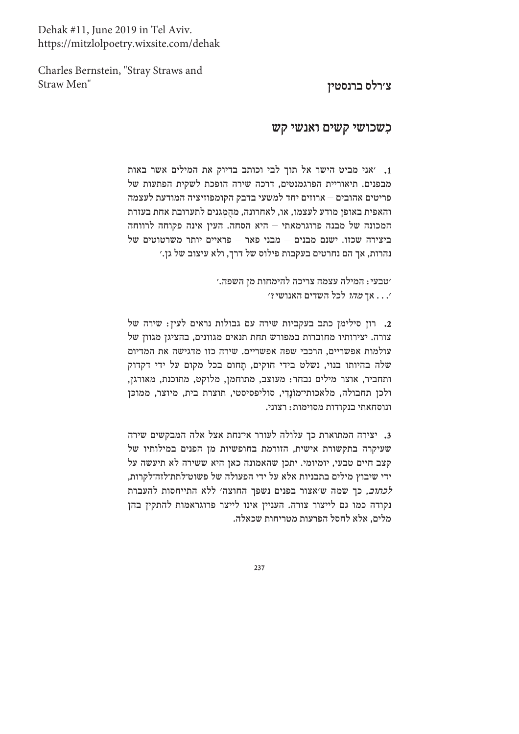Dehak #11, June 2019 in Tel Aviv.
https://mitzlolpoetry.wixsite.com/dehak

Charles Bernstein, "Stray Straws and Straw Men"

**צ׳רלס ברנסטין**

## כְּשכושי קשים ואנשי קש

**1.** ׳אני מביט הישר אל תוך לבי וכותב בדיוק את המילים אשר באות מבפנים. תיאוריית הפרגמנטים, דרכה שירה הופכת לשקית הפתעות של פריטים אהובים – ארוזים יחד למשעי בדבק הקומפוזיציה המודעת לעצמה והאפית באופן מודע לעצמו, או, לאחרונה, מהֻמגנים לתערובת אחת בעזרת המכונה של מבנה פרוגרמאתי – היא הסחה. העין אינה פקוחה לרווחה ביצירה שכזו. ישנם מבנים – מבני פאר – פראיים יותר משרטוטים של נהרות, אך הם נחרטים בעקבות פילוס של דרך, ולא עיצוב של גן.׳

׳טבעי: המילה עצמה צריכה להימחות מן השפה.׳
׳. . . אך *מהו* לכל השדים האנושי?׳

**2.** רון סילימן כתב בעקביות שירה עם גבולות נראים לעין: שירה של צורה. יצירותיו מחוברות במפורש תחת תנאים מגוונים, בהציגן מגוון של עולמות אפשריים, הרכבי שפה אפשריים. שירה כזו מדגישה את המדיום שלה בהיותו בנוי, נשלט בידי חוקים, תָחום בכל מקום על ידי דקדוק ותחביר, אוצר מילים נבחר: מעוצב, מתוחמן, מלוקט, מתוכנת, מאורגן, ולכן תחבולה, מלאכותי־מוּנָדִי, סוליפסיסטי, תוצרת בית, מיוצר, ממוכן ונוסחאתי בנקודות מסוימות: רצוני.

**3.** יצירה המתוארת כך עלולה לעורר אי־נחת אצל אלה המבקשים שירה שעיקרה בתקשורת אישית, הזורמת בחופשיות מן הפנים במילותיו של קצב חיים טבעי, יומיומי. יתכן שהאמונה כאן היא ששירה לא תיעשה על ידי שיבוץ מילים בתבניות אלא על ידי הפעולה של פשוט־לתת־לזה־לקרות, *לכתוב*, כך שמה ש׳אצור בפנים נשפך החוצה׳ ללא התייחסות להעברת נקודה כמו גם לייצור צורה. העניין אינו לייצר פרוגראמות להתקין בהן מלים, אלא לחסל הפרעות מטריחות שכאלה.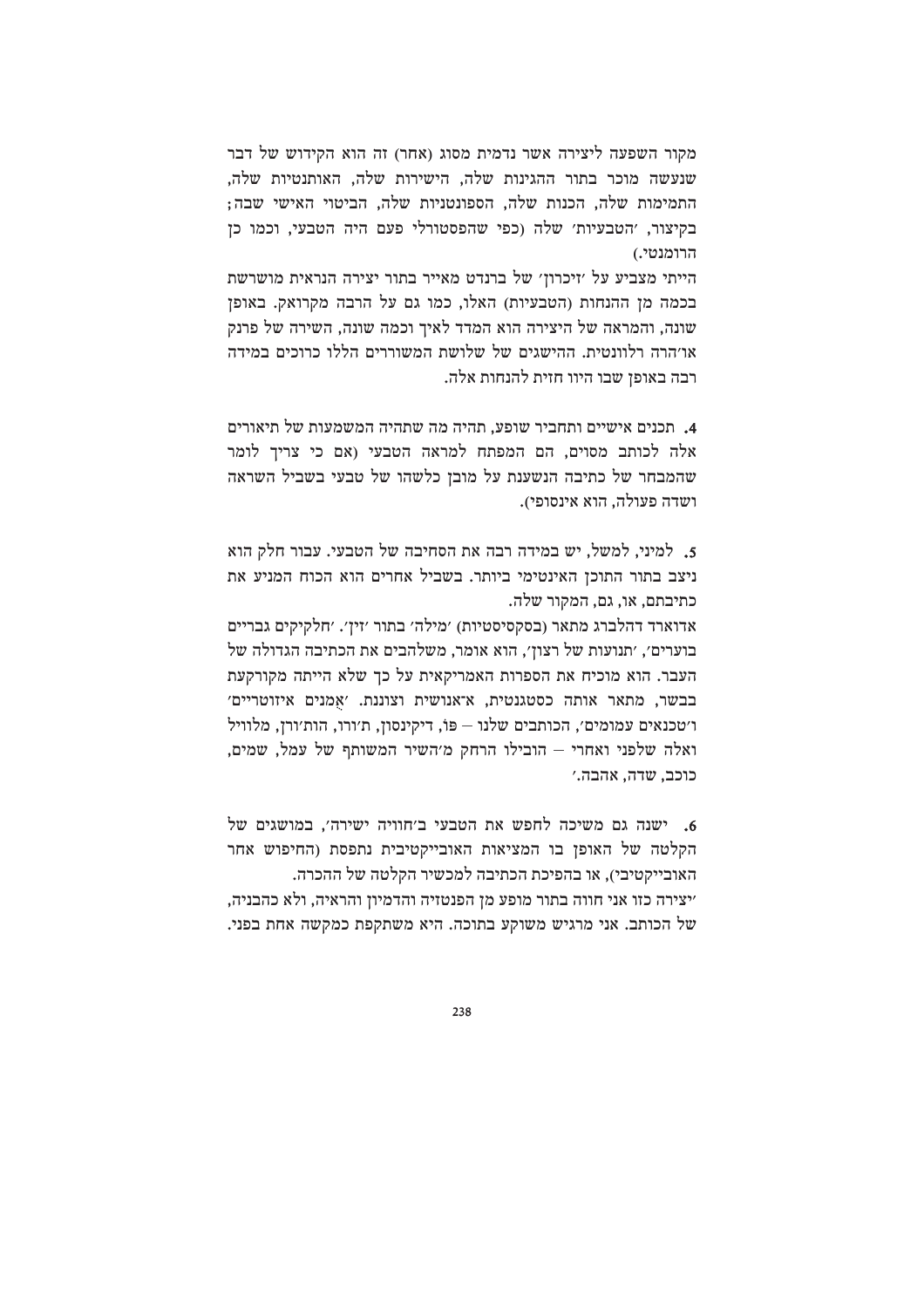מקור השפעה ליצירה אשר נדמית מסוג (אחר) זה הוא הקידוש של דבר שנעשה מוכר בתור ההגינות שלה, הישירות שלה, האותנטיות שלה, התמימות שלה, הכנות שלה, הספונטניות שלה, הביטוי האישי שבה; בקיצור, 'הטבעיות' שלה (כפי שהפסטורלי פעם היה הטבעי, וכמו כן הרומנטי.)

הייתי מצביע על 'זיכרון' של ברנדט מאייר בתור יצירה הנראית מושרשת בכמה מן ההנחות (הטבעיות) האלו, כמו גם על הרבה מקרואק. באופן שונה, והמראה של היצירה הוא המדד לאיך וכמה שונה, השירה של פרנק או'הרה רלוונטית. ההישגים של שלושת המשוררים הללו כרוכים במידה רבה באופן שבו היוו חזית להנחות אלה.

4. תכנים אישיים ותחביר שופע, תהיה מה שתהיה המשמעות של תיאורים אלה לכותב מסוים, הם המפתח למראה הטבעי (אם כי צריך לומר שהמבחר של כתיבה הנשענת על מובן כלשהו של טבעי בשביל השראה ושדה פעולה, הוא אינסופי).

5. למיני, למשל, יש במידה רבה את הסחיבה של הטבעי. עבור חלק הוא ניצב בתור התוכן האינטימי ביותר. בשביל אחרים הוא הכוח המניע את כתיבתם, או, גם, המקור שלה.

אדוארד דהלברג מתאר (בסקסיסטיות) 'מילה' בתור 'זין'. 'חלקיקים גבריים בוערים', 'תנועות של רצון', הוא אומר, משלהבים את הכתיבה הגדולה של העבר. הוא מוכיח את הספרות האמריקאית על כך שלא הייתה מקורקעת בבשר, מתאר אותה כסטגנטית, א־אנושית וצוננת. 'אָמנים איזוטריים' ו'טכנאים עמומים', הכותבים שלנו – פּו, דיקינסון, ת'ורו, הות'ורן, מלוויל ואלה שלפני ואחרי – הובילו הרחק מ'השיר המשותף של עמל, שמים, כוכב, שדה, אהבה.'

6. ישנה גם משיכה לחפש את הטבעי ב'חוויה ישירה', במושגים של הקלטה של האופן בו המציאות האובייקטיבית נתפסת (החיפוש אחר האובייקטיבי), או בהפיכת הכתיבה למכשיר הקלטה של ההכרה.

"יצירה כזו אני חווה בתור מופע מן הפנטזיה והדמיון והראיה, ולא כהבניה, של הכותב. אני מרגיש משוקע בתוכה. היא משתקפת כמקשה אחת בפני.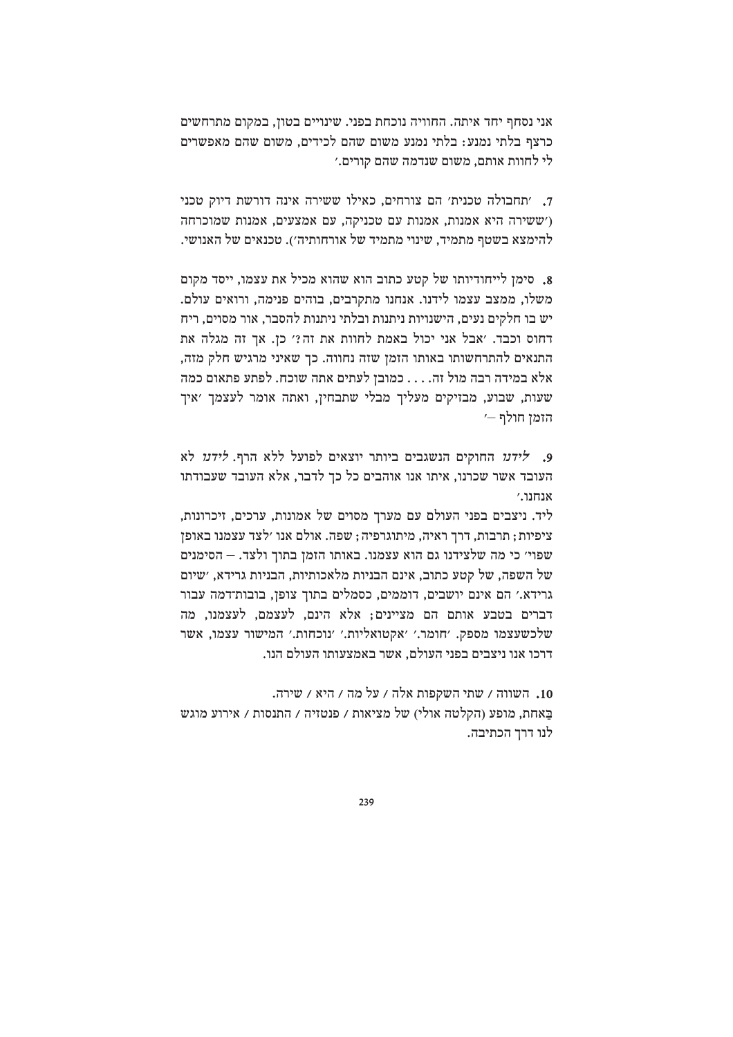אני נסחף יחד איתה. החוויה נוכחת בפני. שינויים בטון, במקום מתרחשים כרצף בלתי נמנע: בלתי נמנע משום שהם לכידים, משום שהם מאפשרים לי לחוות אותם, משום שנדמה שהם קורים.׳

**7.** ׳תחבולה טכנית׳ הם צורחים, כאילו ששירה אינה דורשת דיוק טכני (׳ששירה היא אמנות, אמנות עם טכניקה, עם אמצעים, אמנות שמוכרחה להימצא בשטף מתמיד, שינוי מתמיד של אורחותיה׳). טכנאים של האנושי.

**8.** סימן לייחודיותו של קטע כתוב הוא שהוא מכיל את עצמו, ייסד מקום משלו, ממצב עצמו לידנו. אנחנו מתקרבים, בוהים פנימה, ורואים עולם. יש בו חלקים נעים, הישנויות ניתנות ובלתי ניתנות להסבר, אור מסוים, ריח דחוס וכבד. ׳אבל אני יכול באמת לחוות את זה?׳ כן. אך זה מגלה את התנאים להתרחשותו באותו הזמן שזה נחווה. כך שאיני מרגיש חלק מזה, אלא במידה רבה מול זה. . . . כמובן לעתים אתה שוכח. לפתע פתאום כמה שעות, שבוע, מבזיקים מעליך מבלי שתבחין, ואתה אומר לעצמך ׳איך הזמן חולף —׳

**9.** *לידנו* החוקים הנשגבים ביותר יוצאים לפועל ללא הרף. *לידנו* לא העובד אשר שכרנו, איתו אנו אוהבים כל כך לדבר, אלא העובד שעבודתו אנחנו.׳

ליד. ניצבים בפני העולם עם מערך מסוים של אמונות, ערכים, זיכרונות, ציפיות; תרבות, דרך ראיה, מיתוגרפיה; שפה. אולם אנו ׳לצד עצמנו באופן שפוי׳ כי מה שלצידנו גם הוא עצמנו. באותו הזמן בתוך ולצד. — הסימנים של השפה, של קטע כתוב, אינם הבניות מלאכותיות, הבניות גרידא, ׳שיום גרידא.׳ הם אינם יושבים, דוממים, כסמלים בתוך צופן, בובות־דמה עבור דברים בטבע אותם הם מציינים; אלא הינם, לעצמם, לעצמנו, מה שלכשעצמו מספק. ׳חומר.׳ ׳אקטואליות.׳ ׳נוכחות.׳ המישור עצמו, אשר דרכו אנו ניצבים בפני העולם, אשר באמצעותו העולם הנו.

**10.** השווה / שתי השקפות אלה / על מה / היא / שירה.
בַּאחת, מופע (הקלטה אולי) של מציאות / פנטזיה / התנסות / אירוע מוגש לנו דרך הכתיבה.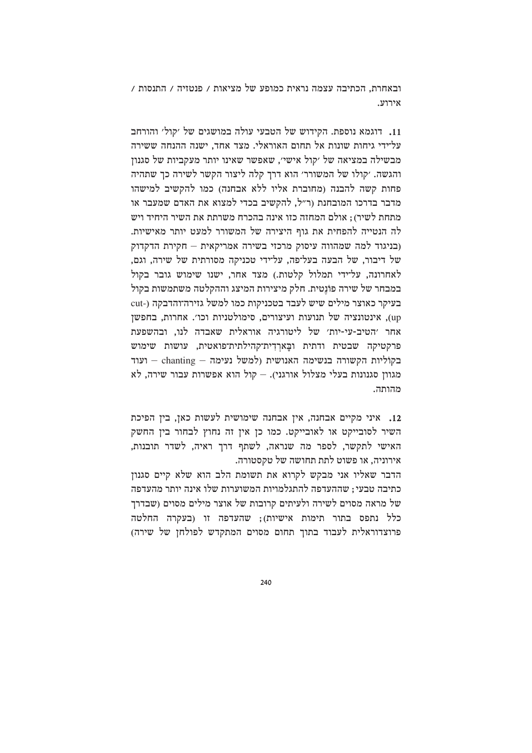ובאחרת, הכתיבה עצמה נראית כמופע של מציאות / פנטזיה / התנסות / אירוע.

**11.** דוגמא נוספת. הקידוש של הטבעי עולה במושגים של 'קול' והורחב על־ידי גיחות שונות אל תחום האוראלי. מצד אחד, ישנה ההנחה ששירה מבשילה במציאה של 'קול אישי', שאפשר שאינו יותר מעקביות של סגנון והגשה. 'קולו של המשורר' הוא דרך קלה ליצור הקשר לשירה כך שתהיה פחות קשה להבנה (מחוברת אליו ללא אבחנה) כמו להקשיב למישהו מדבר בדרכו המובחנת (ר"ל, להקשיב בכדי למצוא את האדם שמעבר או מתחת לשיר); אולם המחזה כזו אינה בהכרח משרתת את השיר היחיד ויש לה הנטייה להפחית את גוף היצירה של המשורר למעט יותר מאישיות. (בניגוד למה שמהווה עיסוק מרכזי בשירה אמריקאית – חקירת הדקדוק של דיבור, של הבעה בעל־פה, על־ידי טכניקה מסורתית של שירה, וגם, לאחרונה, על־ידי תמלול קלטות.) מצד אחר, ישנו שימוש גובר בקול במבחר של שירה פוֹנֶטית. חלק מיצירות המיצג וההקלטה משתמשות בקול בעיקר כאוצר מילים שיש לעבד בטכניקות כמו למשל גזירה־והדבקה (cut-up), אינטונציה של תנועות ועיצורים, סימולטניות וכו'. אחרות, בחפשן אחר 'הטיב-עי-יות' של ליטורגיה אוראלית שאבדה לנו, ובהשפעת פרקטיקה שבטית ודתית ובָּארְדִית־קהילתית־פואטית, עושות שימוש בקוֹליות הקשורה בנשימה האנושית (למשל נעימה – chanting – ועוד מגוון סגנונות בעלי מצלול אורגני). – קול הוא אפשרות עבור שירה, לא מהותה.

**12.** איני מקיים אבחנה, אין אבחנה שימושית לעשות כאן, בין הפיכת השיר לסובייקט או לאובייקט. כמו כן אין זה נחוץ לבחור בין החשק האישי לתקשר, לספר מה שנראה, לשתף דרך ראיה, לשדר תובנות, אירוניה, או פשוט לתת תחושה של טקסטורה.

הדבר שאליו אני מבקש לקרוא את תשומת הלב הוא שלא קיים סגנון כתיבה טבעי; שההעדפה להתגלמויות המשוערות שלו אינה יותר מהעדפה של מראה מסוים לשירה ולעיתים קרובות של אוצר מילים מסוים (שבדרך כלל נתפס בתור תימות אישיות); שהעדפה זו (בעקרה החלטה פרוצדוראלית לעבוד בתוך תחום מסוים המתקדש לפולחן של שירה)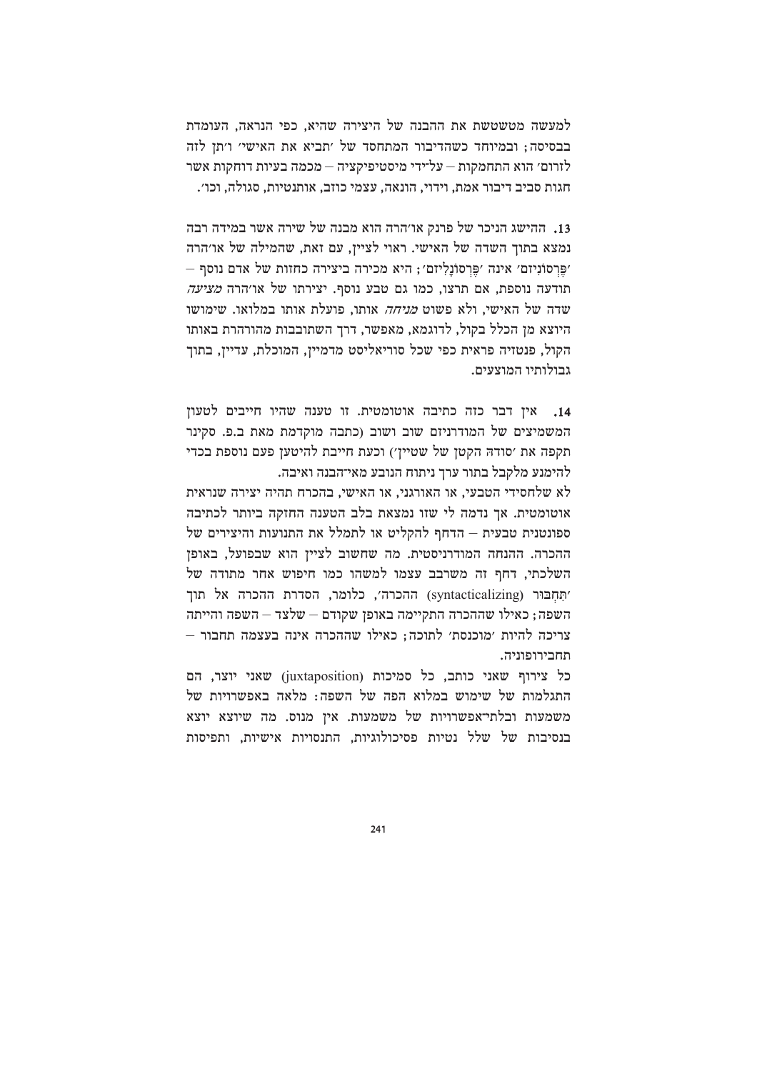למעשה מטשטשת את ההבנה של היצירה שהיא, כפי הנראה, העומדת בבסיסה; ובמיוחד כשהדיבור המתחסד של 'תביא את האישי' ו'תן לזה לזרום' הוא התחמקות – על־ידי מיסטיפיקציה – מכמה בעיות דוחקות אשר חגות סביב דיבור אמת, וידוי, הונאה, עצמי כוזב, אותנטיות, סגולה, וכו'.

**13.** ההישג הניכר של פרנק או'הרה הוא מבנה של שירה אשר במידה רבה נמצא בתוך השדה של האישי. ראוי לציין, עם זאת, שהמילה של או'הרה 'פֶּרְסוֹנִיזם' אינה 'פֶּרְסוֹנָלִיזם'; היא מכירה ביצירה כחזות של אדם נוסף – תודעה נוספת, אם תרצו, כמו גם טבע נוסף. יצירתו של או'הרה *מציעה* שדה של האישי, ולא פשוט *מניחה* אותו, פועלת אותו במלואו. שימושו היוצא מן הכלל בקול, לדוגמא, מאפשר, דרך השתובבות מהורהרת באותו הקול, פנטזיה פראית כפי שכל סוריאליסט מדמיין, המוכלת, עדיין, בתוך גבולותיו המוצעים.

**14.** אין דבר כזה כתיבה אוטומטית. זו טענה שהיו חייבים לטעון המשמיצים של המודרניזם שוב ושוב (כתבה מוקדמת מאת ב.פ. סקינר תקפה את 'סודה הקטן של שטיין') וכעת חייבת להיטען פעם נוספת בכדי להימנע מלקבל בתור ערך ניתוח הנובע מאי־הבנה ואיבה.

לא שלחסידי הטבעי, או האורגני, או האישי, בהכרח תהיה יצירה שנראית אוטומטית. אך נדמה לי שזו נמצאת בלב הטענה החזקה ביותר לכתיבה ספונטנית טבעית – הדחף להקליט או לתמלל את התנועות והיצירים של ההכרה. ההנחה המודרניסטית. מה שחשוב לציין הוא שבפועל, באופן השלכתי, דחף זה משרבב עצמו למשהו כמו חיפוש אחר מתודה של 'תִּחְבּוּר (syntacticalizing) ההכרה', כלומר, הסדרת ההכרה אל תוך השפה; כאילו שההכרה התקיימה באופן שקודם – שלצד – השפה והייתה צריכה להיות 'מוכנסת' לתוכה; כאילו שההכרה אינה בעצמה תחבור – תחבירופוניה.

כל צירוף שאני כותב, כל סמיכות (juxtaposition) שאני יוצר, הם התגלמות של שימוש במלוא הפה של השפה: מלאה באפשרויות של משמעות ובלתי־אפשרויות של משמעות. אין מנוס. מה שיוצא יוצא בנסיבות של שלל נטיות פסיכולוגיות, התנסויות אישיות, ותפיסות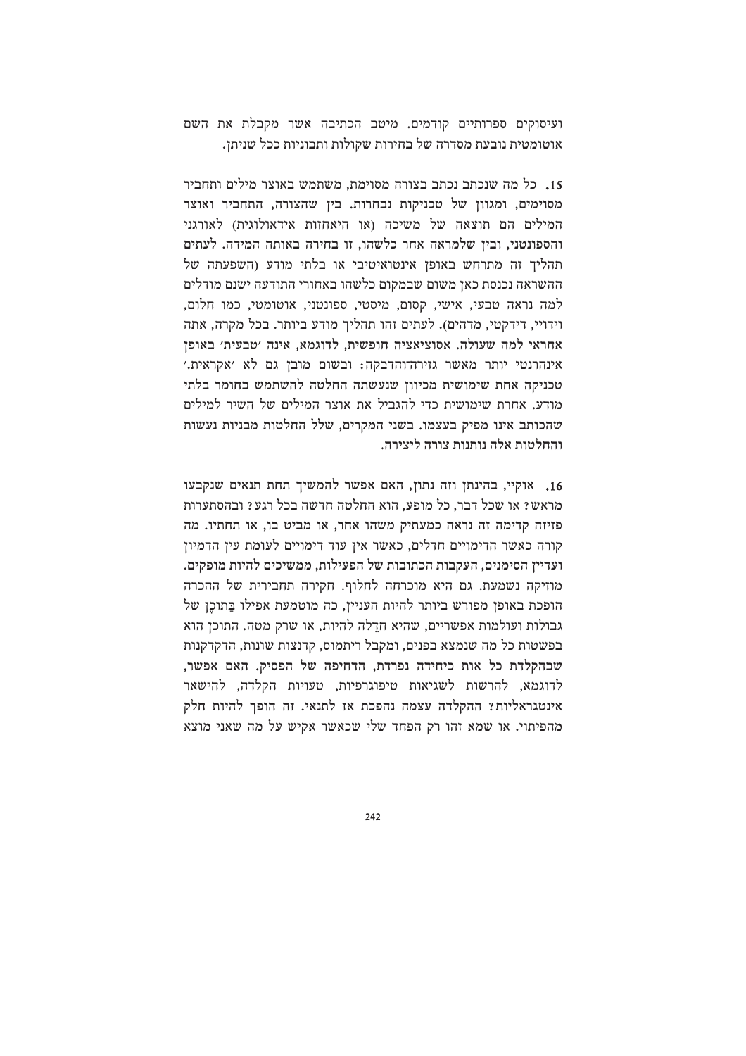ועיסוקים ספרותיים קודמים. מיטב הכתיבה אשר מקבלת את השם אוטומטית נובעת מסדרה של בחירות שקולות ותבוניות ככל שניתן.

**15.** כל מה שנכתב בצורה מסוימת, משתמש באוצר מילים ותחביר מסוימים, ומגוון של טכניקות נבחרות. בין שהצורה, התחביר ואוצר המילים הם תוצאה של משיכה (או היאחזות אידאולוגית) לאורגני והספונטני, ובין שלמראה אחר כלשהו, זו בחירה באותה המידה. לעתים תהליך זה מתרחש באופן אינטואיטיבי או בלתי מודע (השפעתה של ההשראה נכנסת כאן משום שבמקום כלשהו באחורי התודעה ישנם מודלים למה נראה טבעי, אישי, קסום, מיסטי, ספונטני, אוטומטי, כמו חלום, וידויי, דידקטי, מדהים). לעתים זהו תהליך מודע ביותר. בכל מקרה, אתה אחראי למה שעולה. אסוציאציה חופשית, לדוגמא, אינה 'טבעית' באופן אינהרנטי יותר מאשר גזירה־והדבקה: ובשום מובן גם לא 'אקראית.' טכניקה אחת שימושית מכיוון שנעשתה החלטה להשתמש בחומר בלתי מודע. אחרת שימושית כדי להגביל את אוצר המילים של השיר למילים שהכותב אינו מפיק בעצמו. בשני המקרים, שלל החלטות מבניות נעשות והחלטות אלה נותנות צורה ליצירה.

**16.** אוקיי, בהינתן וזה נתון, האם אפשר להמשיך תחת תנאים שנקבעו מראש? או שכל דבר, כל מופע, הוא החלטה חדשה בכל רגע? ובהסתערות פזיזה קדימה זה נראה כמעתיק משהו אחר, או מביט בו, או תחתיו. מה קורה כאשר הדימויים חדלים, כאשר אין עוד דימויים לעומת עין הדמיון ועדיין הסימנים, העקבות הכתובות של הפעילות, ממשיכים להיות מופקים. מוזיקה נשמעת. גם היא מוכרחה לחלוף. חקירה תחבירית של ההכרה הופכת באופן מפורש ביותר להיות העניין, כה מוטמעת אפילו בַּתוכֶן של גבולות ועולמות אפשריים, שהיא חדֵלה להיות, או שרק מטה. התוכן הוא בפשטות כל מה שנמצא בפנים, ומקבל ריתמוס, קדנצות שונות, הדקדקנות שבהקלדת כל אות כיחידה נפרדת, הדחיפה של הפסיק. האם אפשר, לדוגמא, להרשות לשגיאות טיפוגרפיות, טעויות הקלדה, להישאר אינטגראליות? ההקלדה עצמה נהפכת אז לתנאי. זה הופך להיות חלק מהפיתוי. או שמא זהו רק הפחד שלי שכאשר אקיש על מה שאני מוצא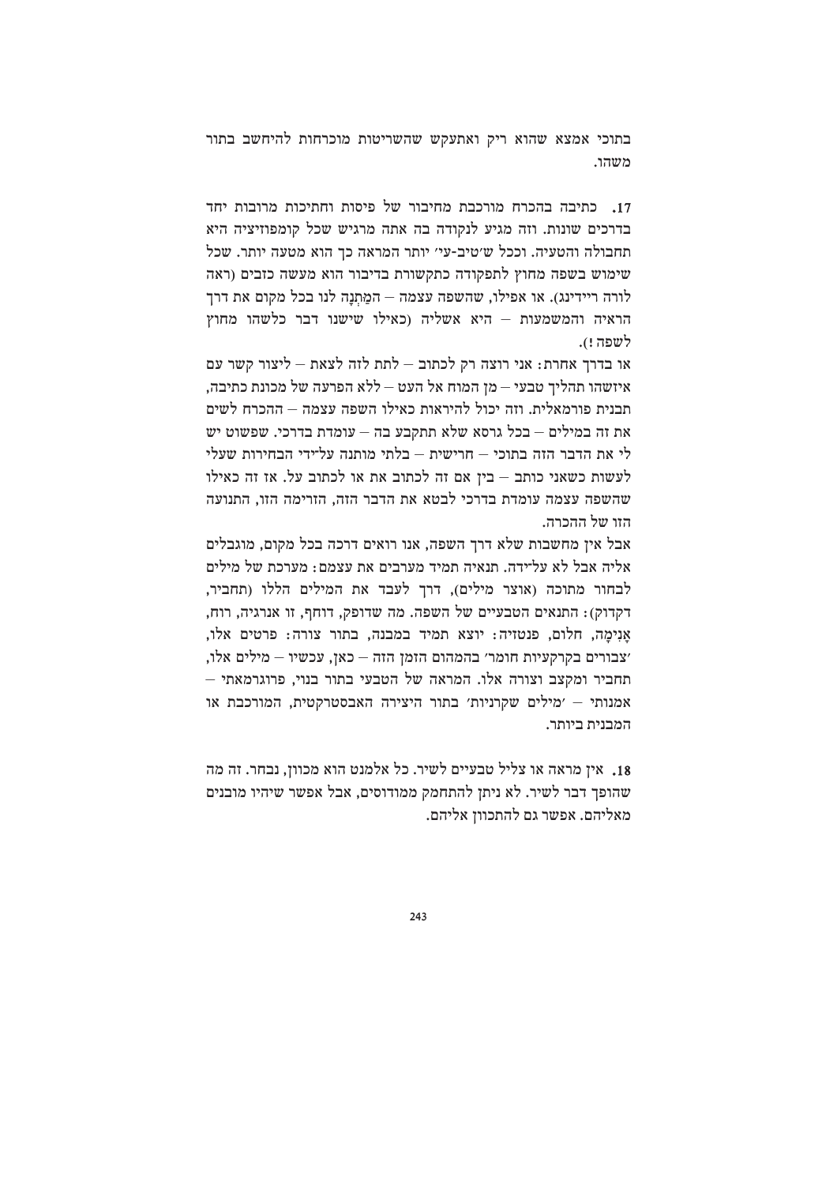בתוכי אמצא שהוא ריק ואתעקש שהשריטות מוכרחות להיחשב בתור משהו.

**17.** כתיבה בהכרח מורכבת מחיבור של פיסות וחתיכות מרובות יחד בדרכים שונות. וזה מגיע לנקודה בה אתה מרגיש שכל קומפוזיציה היא תחבולה והטעיה. וככל ש'טיב-עי' יותר המראה כך הוא מטעה יותר. שכל שימוש בשפה מחוץ לתפקודה כתקשורת בדיבור הוא מעשה כזבים (ראה לורהריידינג). או אפילו, שהשפה עצמה – המַתָּנָה לנו בכל מקום את דרך הראיה והמשמעות – היא אשליה (כאילו שישנו דבר כלשהו מחוץ לשפה !).

או בדרך אחרת: אני רוצה רק לכתוב – לתת לזה לצאת – ליצור קשר עם איזשהו תהליך טבעי – מן המוח אל העט – ללא הפרעה של מכונת כתיבה, תבנית פורמאלית. וזה יכול להיראות כאילו השפה עצמה – ההכרח לשים את זה במילים – בכל גרסא שלא תתקבע בה – עומדת בדרכי. שפשוט יש לי את הדבר הזה בתוכי – חרישית – בלתי מותנה על־ידי הבחירות שעלי לעשות כשאני כותב – בין אם זה לכתוב את או לכתוב על. אז זה כאילו שהשפה עצמה עומדת בדרכי לבטא את הדבר הזה, הזרימה הזו, התנועה הזו של ההכרה.

אבל אין מחשבות שלא דרך השפה, אנו רואים דרכה בכל מקום, מוגבלים אליה אבל לא עלידה. תנאיה תמיד מערבים את עצמם: מערכת של מילים לבחור מתוכה (אוצר מילים), דרך לעבד את המילים הללו (תחביר, דקדוק): התנאים הטבעיים של השפה. מה שדופק, דוחף, זו אנרגיה, רוח, אֲנִימָה, חלום, פנטזיה: יוצא תמיד במבנה, בתור צורה: פרטים אלו, 'צבורים בקרקעיות חומר' בהמהום הזמן הזה – כאן, עכשיו – מילים אלו, תחביר ומקצב וצורה אלו. המראה של הטבעי בתור בנוי, פרוגרמאתי – אמנותי – 'מילים שקרניות' בתור היצירה האבסטרקטית, המורכבת או המבנית ביותר.

**18.** אין מראה או צליל טבעיים לשיר. כל אלמנט הוא מכוון, נבחר. זה מה שהופך דבר לשיר. לא ניתן להתחמק ממודוסים, אבל אפשר שיהיו מובנים מאליהם. אפשר גם להתכוון אליהם.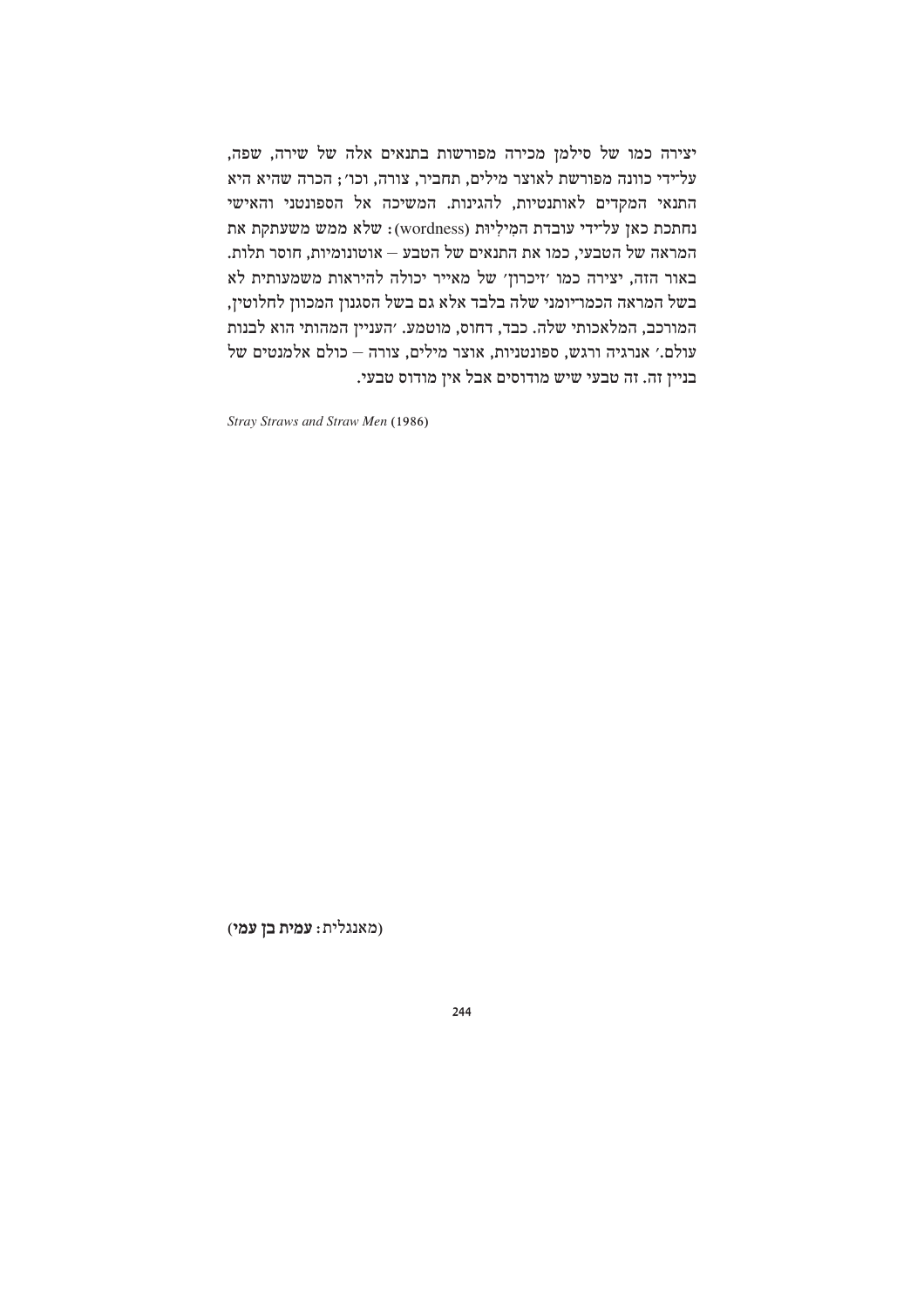יצירה כמו של סילמן מכירה מפורשות בתנאים אלה של שירה, שפה, על־ידי כוונה מפורשת לאוצר מילים, תחביר, צורה, וכו׳; הכרה שהיא היא התנאי המקדים לאותנטיות, להגינות. המשיכה אל הספונטני והאישי נחתכת כאן על־ידי עובדת המִילִיּוּת (wordness): שלא ממש משעתקת את המראה של הטבעי, כמו את התנאים של הטבע – אוטונומיות, חוסר תלות. באור הזה, יצירה כמו ׳זיכרון׳ של מאייר יכולה להיראות משמעותית לא בשל המראה הכמו־יומני שלה בלבד אלא גם בשל הסגנון המכוון לחלוטין, המורכב, המלאכותי שלה. כבד, דחוס, מוטמע. ׳העניין המהותי הוא לבנות עולם.׳ אנרגיה ורגש, ספונטניות, אוצר מילים, צורה – כולם אלמנטים של בניין זה. זה טבעי שיש מודוסים אבל אין מודוס טבעי.

*Stray Straws and Straw Men* (1986)

(מאנגלית: **עמית בן עמי**)